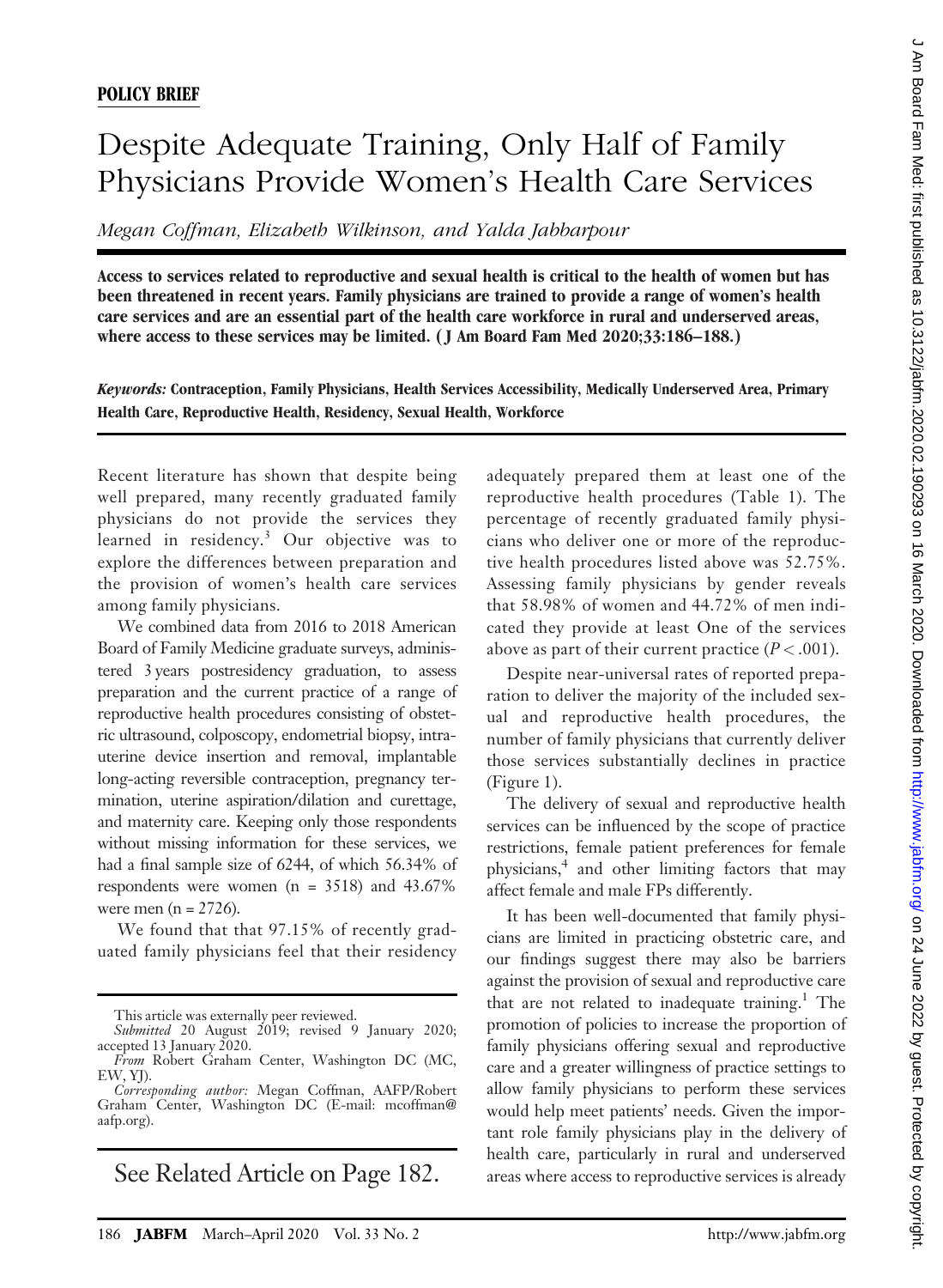**POLICY BRIEF**

# Despite Adequate Training, Only Half of Family Physicians Provide Women's Health Care Services

*Megan Coffman, Elizabeth Wilkinson, and Yalda Jabbarpour*

**Access to services related to reproductive and sexual health is critical to the health of women but has been threatened in recent years. Family physicians are trained to provide a range of women's health care services and are an essential part of the health care workforce in rural and underserved areas, where access to these services may be limited. (J Am Board Fam Med 2020;33:186–188.)**

***Keywords:*** **Contraception, Family Physicians, Health Services Accessibility, Medically Underserved Area, Primary Health Care, Reproductive Health, Residency, Sexual Health, Workforce**

Recent literature has shown that despite being well prepared, many recently graduated family physicians do not provide the services they learned in residency.[3] Our objective was to explore the differences between preparation and the provision of women's health care services among family physicians.

We combined data from 2016 to 2018 American Board of Family Medicine graduate surveys, administered 3 years postresidency graduation, to assess preparation and the current practice of a range of reproductive health procedures consisting of obstetric ultrasound, colposcopy, endometrial biopsy, intrauterine device insertion and removal, implantable long-acting reversible contraception, pregnancy termination, uterine aspiration/dilation and curettage, and maternity care. Keeping only those respondents without missing information for these services, we had a final sample size of 6244, of which 56.34% of respondents were women (n = 3518) and 43.67% were men (n = 2726).

We found that that 97.15% of recently graduated family physicians feel that their residency adequately prepared them at least one of the reproductive health procedures (Table 1). The percentage of recently graduated family physicians who deliver one or more of the reproductive health procedures listed above was 52.75%. Assessing family physicians by gender reveals that 58.98% of women and 44.72% of men indicated they provide at least One of the services above as part of their current practice ($P < .001$).

Despite near-universal rates of reported preparation to deliver the majority of the included sexual and reproductive health procedures, the number of family physicians that currently deliver those services substantially declines in practice (Figure 1).

The delivery of sexual and reproductive health services can be influenced by the scope of practice restrictions, female patient preferences for female physicians,[4] and other limiting factors that may affect female and male FPs differently.

It has been well-documented that family physicians are limited in practicing obstetric care, and our findings suggest there may also be barriers against the provision of sexual and reproductive care that are not related to inadequate training.[1] The promotion of policies to increase the proportion of family physicians offering sexual and reproductive care and a greater willingness of practice settings to allow family physicians to perform these services would help meet patients' needs. Given the important role family physicians play in the delivery of health care, particularly in rural and underserved areas where access to reproductive services is already

This article was externally peer reviewed.
*Submitted* 20 August 2019; revised 9 January 2020; accepted 13 January 2020.
*From* Robert Graham Center, Washington DC (MC, EW, YJ).
*Corresponding author:* Megan Coffman, AAFP/Robert Graham Center, Washington DC (E-mail: mcoffman@aafp.org).

See Related Article on Page 182.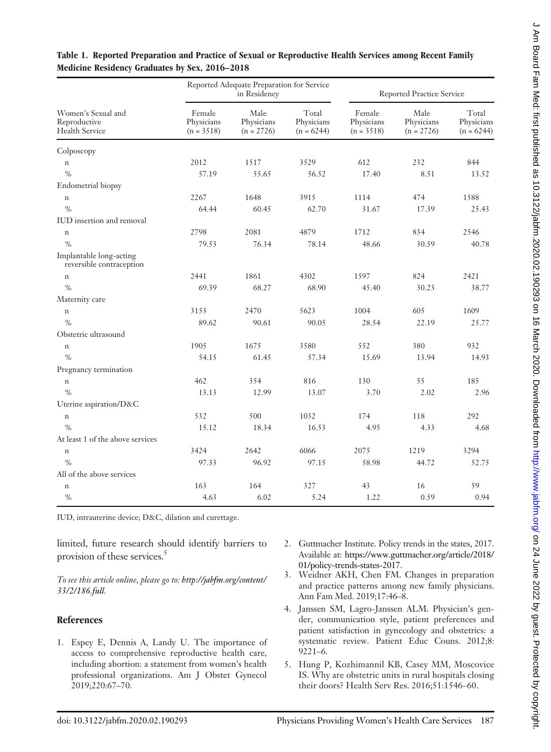**Table 1. Reported Preparation and Practice of Sexual or Reproductive Health Services among Recent Family Medicine Residency Graduates by Sex, 2016–2018**

| Women's Sexual and Reproductive Health Service | Reported Adequate Preparation for Service in Residency | | | Reported Practice Service | | |
|---|---|---|---|---|---|---|
| | Female Physicians (n = 3518) | Male Physicians (n = 2726) | Total Physicians (n = 6244) | Female Physicians (n = 3518) | Male Physicians (n = 2726) | Total Physicians (n = 6244) |
| Colposcopy | | | | | | |
| n | 2012 | 1517 | 3529 | 612 | 232 | 844 |
| % | 57.19 | 55.65 | 56.52 | 17.40 | 8.51 | 13.52 |
| Endometrial biopsy | | | | | | |
| n | 2267 | 1648 | 3915 | 1114 | 474 | 1588 |
| % | 64.44 | 60.45 | 62.70 | 31.67 | 17.39 | 25.43 |
| IUD insertion and removal | | | | | | |
| n | 2798 | 2081 | 4879 | 1712 | 834 | 2546 |
| % | 79.53 | 76.34 | 78.14 | 48.66 | 30.59 | 40.78 |
| Implantable long-acting reversible contraception | | | | | | |
| n | 2441 | 1861 | 4302 | 1597 | 824 | 2421 |
| % | 69.39 | 68.27 | 68.90 | 45.40 | 30.23 | 38.77 |
| Maternity care | | | | | | |
| n | 3153 | 2470 | 5623 | 1004 | 605 | 1609 |
| % | 89.62 | 90.61 | 90.05 | 28.54 | 22.19 | 25.77 |
| Obstetric ultrasound | | | | | | |
| n | 1905 | 1675 | 3580 | 552 | 380 | 932 |
| % | 54.15 | 61.45 | 57.34 | 15.69 | 13.94 | 14.93 |
| Pregnancy termination | | | | | | |
| n | 462 | 354 | 816 | 130 | 55 | 185 |
| % | 13.13 | 12.99 | 13.07 | 3.70 | 2.02 | 2.96 |
| Uterine aspiration/D&C | | | | | | |
| n | 532 | 500 | 1032 | 174 | 118 | 292 |
| % | 15.12 | 18.34 | 16.53 | 4.95 | 4.33 | 4.68 |
| At least 1 of the above services | | | | | | |
| n | 3424 | 2642 | 6066 | 2075 | 1219 | 3294 |
| % | 97.33 | 96.92 | 97.15 | 58.98 | 44.72 | 52.75 |
| All of the above services | | | | | | |
| n | 163 | 164 | 327 | 43 | 16 | 59 |
| % | 4.63 | 6.02 | 5.24 | 1.22 | 0.59 | 0.94 |

IUD, intrauterine device; D&C, dilation and curettage.

limited, future research should identify barriers to provision of these services.[5]

*To see this article online, please go to: http://jabfm.org/content/33/2/186.full.*

## References

1. Espey E, Dennis A, Landy U. The importance of access to comprehensive reproductive health care, including abortion: a statement from women's health professional organizations. Am J Obstet Gynecol 2019;220:67–70.
2. Guttmacher Institute. Policy trends in the states, 2017. Available at: https://www.guttmacher.org/article/2018/01/policy-trends-states-2017.
3. Weidner AKH, Chen FM. Changes in preparation and practice patterns among new family physicians. Ann Fam Med. 2019;17:46–8.
4. Janssen SM, Lagro-Janssen ALM. Physician's gender, communication style, patient preferences and patient satisfaction in gynecology and obstetrics: a systematic review. Patient Educ Couns. 2012;8:9221–6.
5. Hung P, Kozhimannil KB, Casey MM, Moscovice IS. Why are obstetric units in rural hospitals closing their doors? Health Serv Res. 2016;51:1546–60.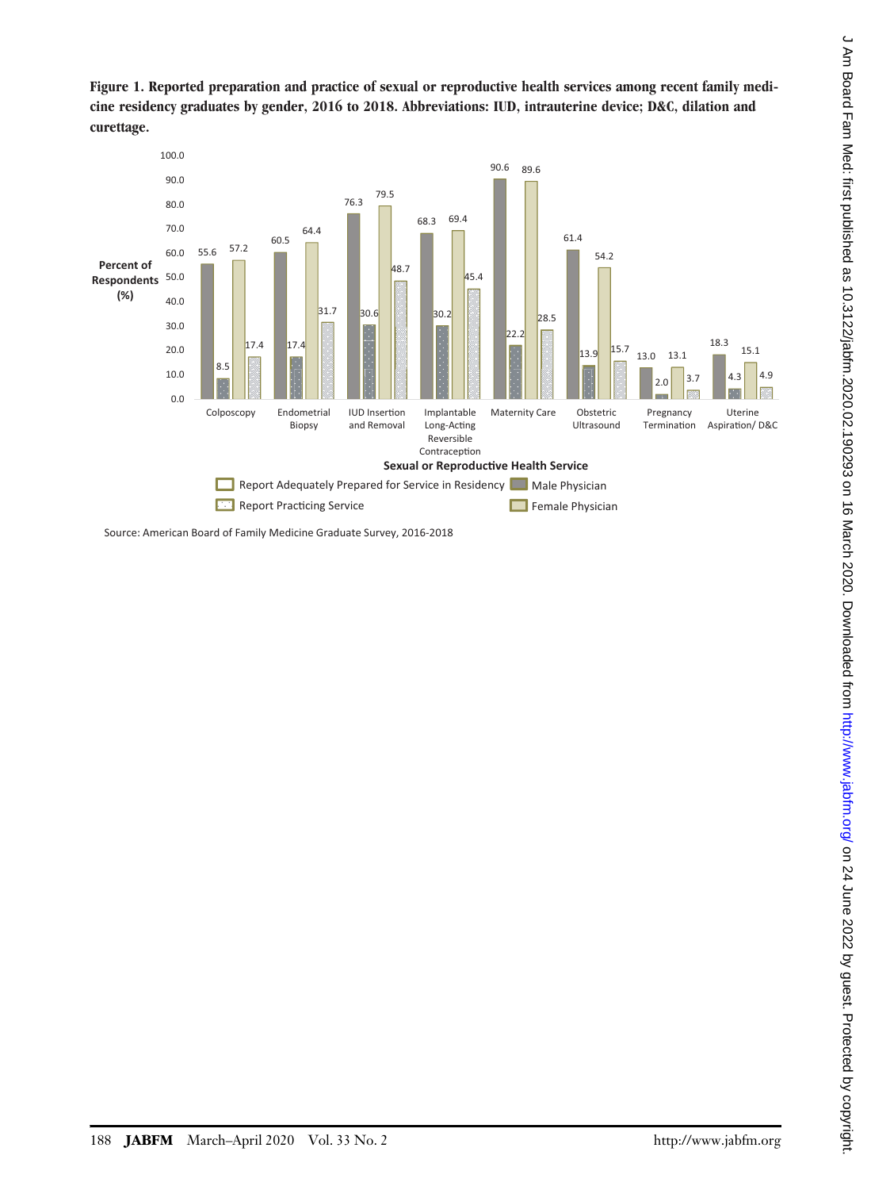**Figure 1. Reported preparation and practice of sexual or reproductive health services among recent family medicine residency graduates by gender, 2016 to 2018. Abbreviations: IUD, intrauterine device; D&C, dilation and curettage.**

Percent of Respondents (%)

100.0
90.0
80.0
70.0
60.0
50.0
40.0
30.0
20.0
10.0
0.0

Colposcopy: 55.6, 8.5, 57.2, 17.4

Endometrial Biopsy: 60.5, 17.4, 64.4, 31.7

IUD Insertion and Removal: 76.3, 30.6, 79.5, 48.7

Implantable Long-Acting Reversible Contraception: 68.3, 30.2, 69.4, 45.4

Maternity Care: 90.6, 22.2, 89.6, 28.5

Obstetric Ultrasound: 61.4, 13.9, 54.2, 15.7

Pregnancy Termination: 13.0, 2.0, 13.1, 3.7

Uterine Aspiration/ D&C: 18.3, 4.3, 15.1, 4.9

Sexual or Reproductive Health Service

Report Adequately Prepared for Service in Residency
Report Practicing Service
Male Physician
Female Physician

Source: American Board of Family Medicine Graduate Survey, 2016-2018